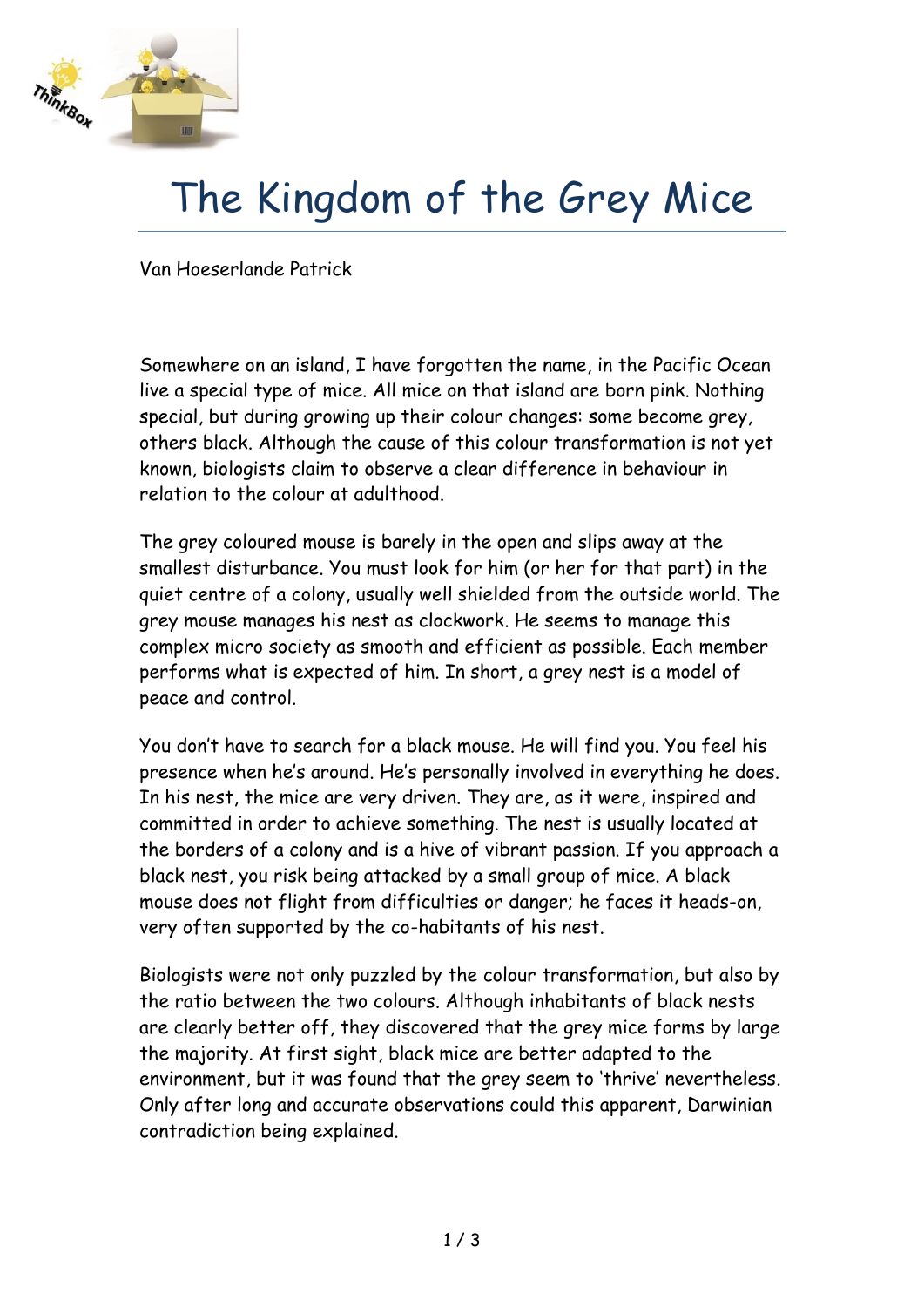# The Kingdom of the Grey Mice

Van Hoeserlande Patrick

Somewhere on an island, I have forgotten the name, in the Pacific Ocean live a special type of mice. All mice on that island are born pink. Nothing special, but during growing up their colour changes: some become grey, others black. Although the cause of this colour transformation is not yet known, biologists claim to observe a clear difference in behaviour in relation to the colour at adulthood.

The grey coloured mouse is barely in the open and slips away at the smallest disturbance. You must look for him (or her for that part) in the quiet centre of a colony, usually well shielded from the outside world. The grey mouse manages his nest as clockwork. He seems to manage this complex micro society as smooth and efficient as possible. Each member performs what is expected of him. In short, a grey nest is a model of peace and control.

You don't have to search for a black mouse. He will find you. You feel his presence when he's around. He's personally involved in everything he does. In his nest, the mice are very driven. They are, as it were, inspired and committed in order to achieve something. The nest is usually located at the borders of a colony and is a hive of vibrant passion. If you approach a black nest, you risk being attacked by a small group of mice. A black mouse does not flight from difficulties or danger; he faces it heads-on, very often supported by the co-habitants of his nest.

Biologists were not only puzzled by the colour transformation, but also by the ratio between the two colours. Although inhabitants of black nests are clearly better off, they discovered that the grey mice forms by large the majority. At first sight, black mice are better adapted to the environment, but it was found that the grey seem to 'thrive' nevertheless. Only after long and accurate observations could this apparent, Darwinian contradiction being explained.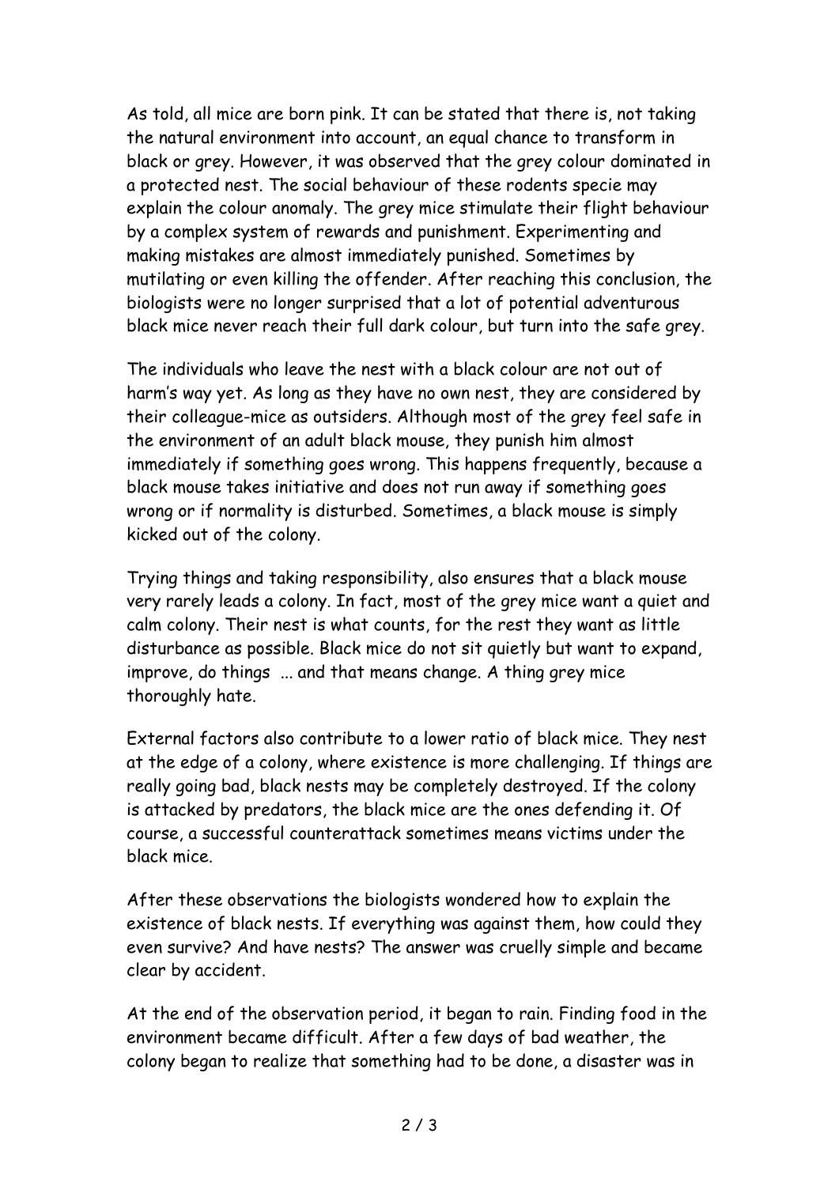As told, all mice are born pink. It can be stated that there is, not taking the natural environment into account, an equal chance to transform in black or grey. However, it was observed that the grey colour dominated in a protected nest. The social behaviour of these rodents specie may explain the colour anomaly. The grey mice stimulate their flight behaviour by a complex system of rewards and punishment. Experimenting and making mistakes are almost immediately punished. Sometimes by mutilating or even killing the offender. After reaching this conclusion, the biologists were no longer surprised that a lot of potential adventurous black mice never reach their full dark colour, but turn into the safe grey.

The individuals who leave the nest with a black colour are not out of harm's way yet. As long as they have no own nest, they are considered by their colleague-mice as outsiders. Although most of the grey feel safe in the environment of an adult black mouse, they punish him almost immediately if something goes wrong. This happens frequently, because a black mouse takes initiative and does not run away if something goes wrong or if normality is disturbed. Sometimes, a black mouse is simply kicked out of the colony.

Trying things and taking responsibility, also ensures that a black mouse very rarely leads a colony. In fact, most of the grey mice want a quiet and calm colony. Their nest is what counts, for the rest they want as little disturbance as possible. Black mice do not sit quietly but want to expand, improve, do things ... and that means change. A thing grey mice thoroughly hate.

External factors also contribute to a lower ratio of black mice. They nest at the edge of a colony, where existence is more challenging. If things are really going bad, black nests may be completely destroyed. If the colony is attacked by predators, the black mice are the ones defending it. Of course, a successful counterattack sometimes means victims under the black mice.

After these observations the biologists wondered how to explain the existence of black nests. If everything was against them, how could they even survive? And have nests? The answer was cruelly simple and became clear by accident.

At the end of the observation period, it began to rain. Finding food in the environment became difficult. After a few days of bad weather, the colony began to realize that something had to be done, a disaster was in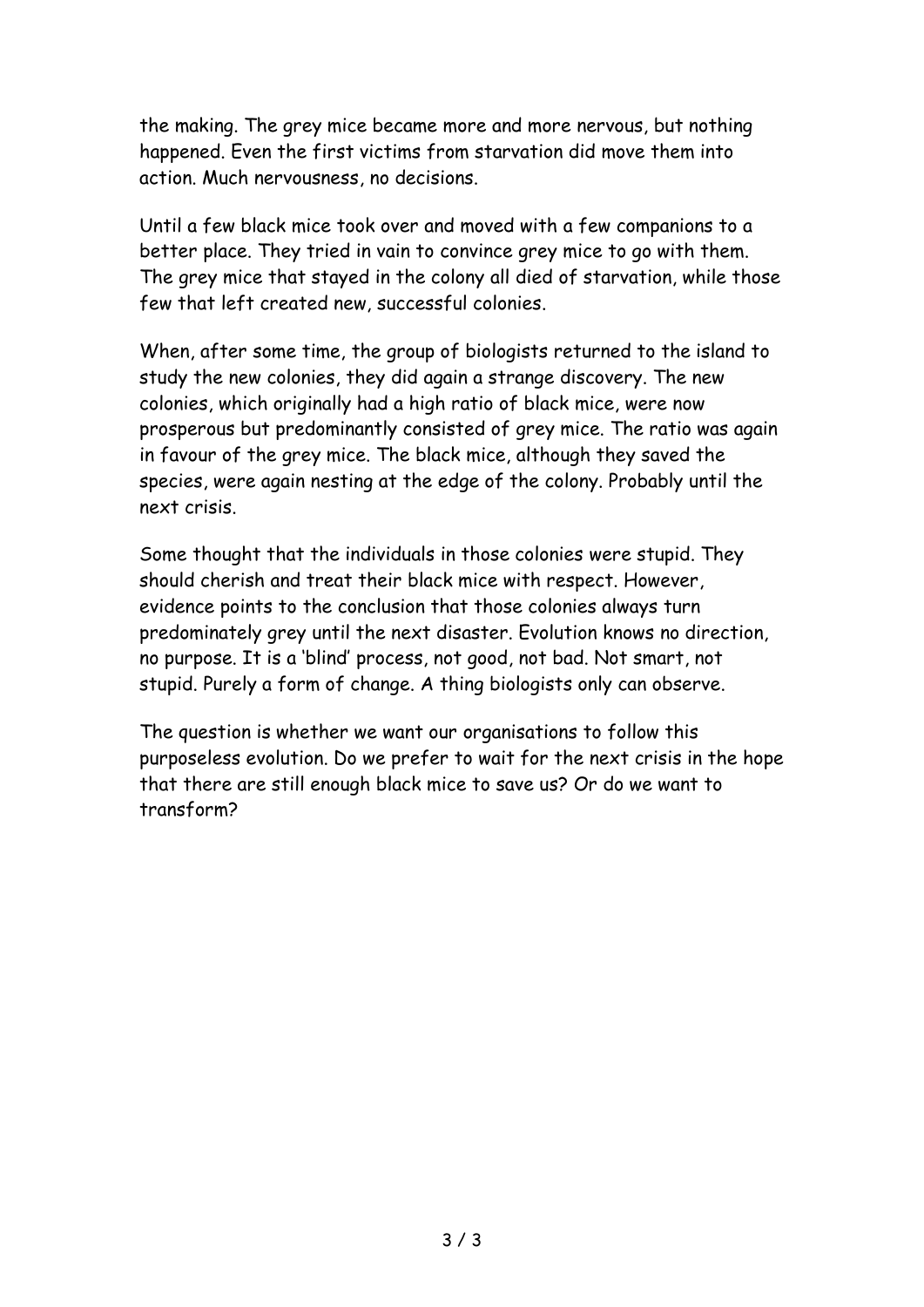the making. The grey mice became more and more nervous, but nothing happened. Even the first victims from starvation did move them into action. Much nervousness, no decisions.

Until a few black mice took over and moved with a few companions to a better place. They tried in vain to convince grey mice to go with them. The grey mice that stayed in the colony all died of starvation, while those few that left created new, successful colonies.

When, after some time, the group of biologists returned to the island to study the new colonies, they did again a strange discovery. The new colonies, which originally had a high ratio of black mice, were now prosperous but predominantly consisted of grey mice. The ratio was again in favour of the grey mice. The black mice, although they saved the species, were again nesting at the edge of the colony. Probably until the next crisis.

Some thought that the individuals in those colonies were stupid. They should cherish and treat their black mice with respect. However, evidence points to the conclusion that those colonies always turn predominately grey until the next disaster. Evolution knows no direction, no purpose. It is a 'blind' process, not good, not bad. Not smart, not stupid. Purely a form of change. A thing biologists only can observe.

The question is whether we want our organisations to follow this purposeless evolution. Do we prefer to wait for the next crisis in the hope that there are still enough black mice to save us? Or do we want to transform?